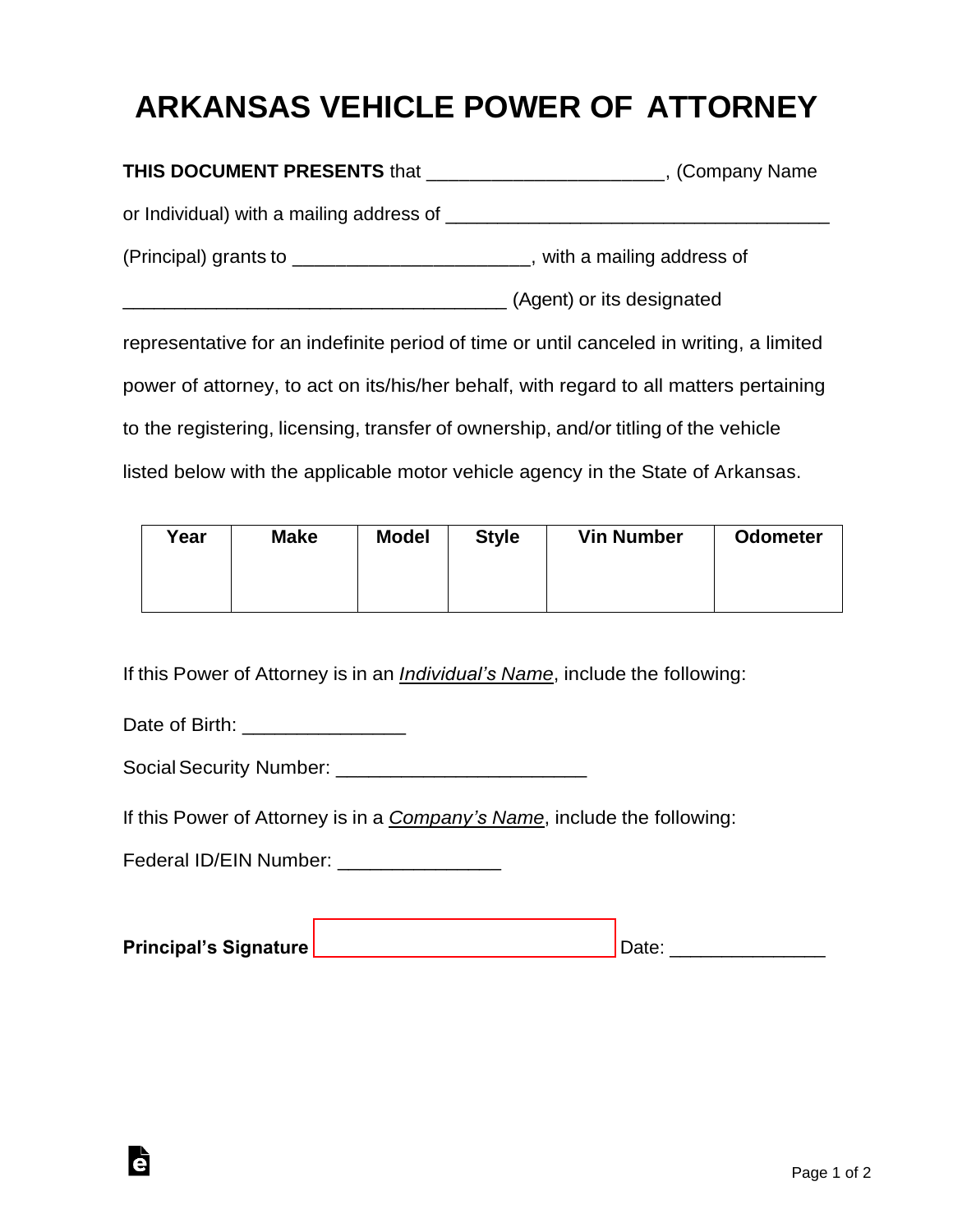# ARKANSAS VEHICLE POWER OF ATTORNEY

**THIS DOCUMENT PRESENTS** that ______________________, (Company Name or Individual) with a mailing address of ____________________________________ (Principal) grants to ______________________, with a mailing address of ____________________________________ (Agent) or its designated representative for an indefinite period of time or until canceled in writing, a limited power of attorney, to act on its/his/her behalf, with regard to all matters pertaining to the registering, licensing, transfer of ownership, and/or titling of the vehicle listed below with the applicable motor vehicle agency in the State of Arkansas.

| Year | Make | Model | Style | Vin Number | Odometer |
|---|---|---|---|---|---|
| | | | | | |

If this Power of Attorney is in an *Individual's Name*, include the following:

Date of Birth: _______________

Social Security Number: _______________________

If this Power of Attorney is in a *Company's Name*, include the following:

Federal ID/EIN Number: _______________

**Principal's Signature** ______________________________ Date: ______________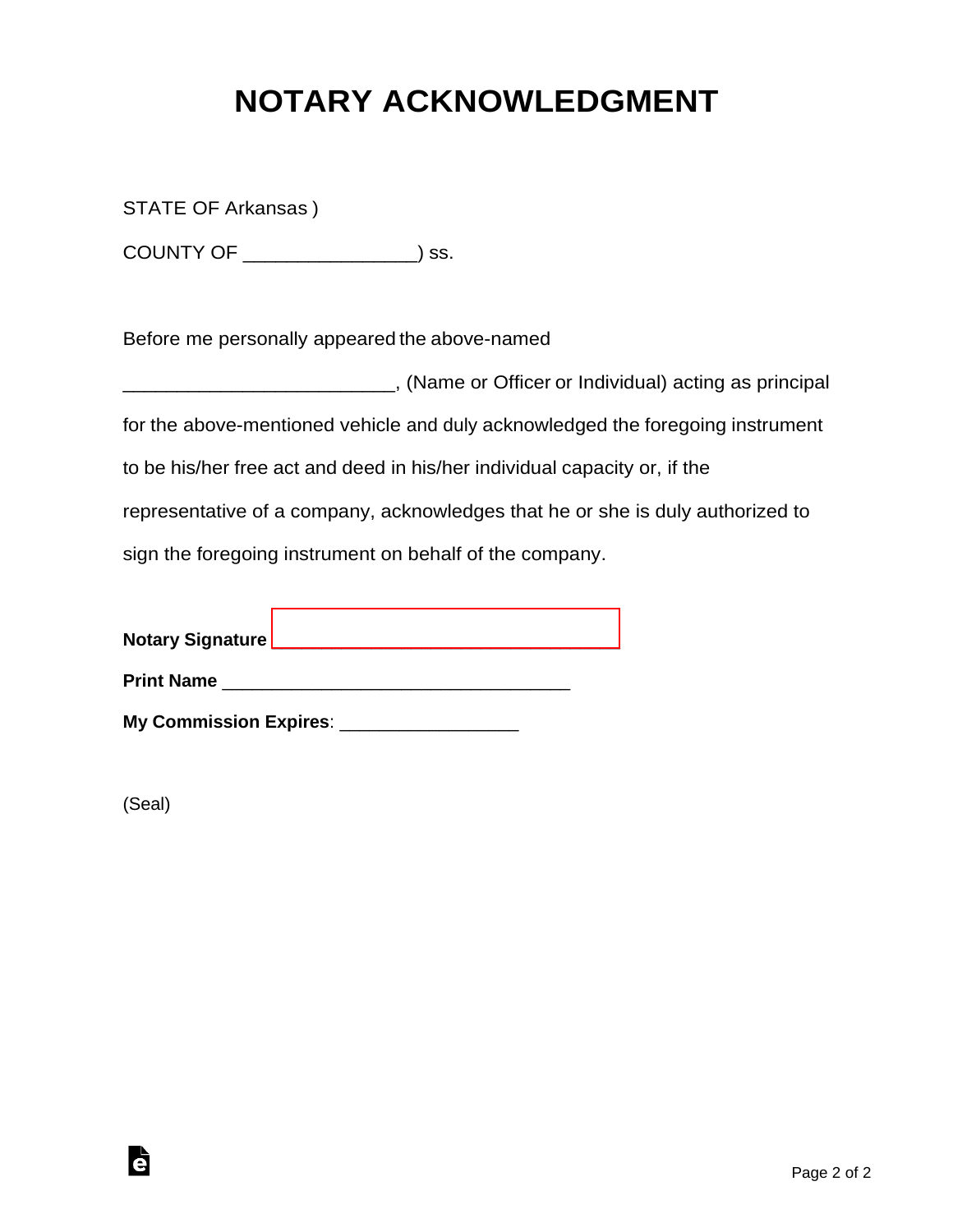# NOTARY ACKNOWLEDGMENT

STATE OF Arkansas )

COUNTY OF ________________) ss.

Before me personally appeared the above-named

__________________________, (Name or Officer or Individual) acting as principal for the above-mentioned vehicle and duly acknowledged the foregoing instrument to be his/her free act and deed in his/her individual capacity or, if the representative of a company, acknowledges that he or she is duly authorized to sign the foregoing instrument on behalf of the company.

**Notary Signature** ________________________________

**Print Name** _________________________________

**My Commission Expires**: _________________

(Seal)